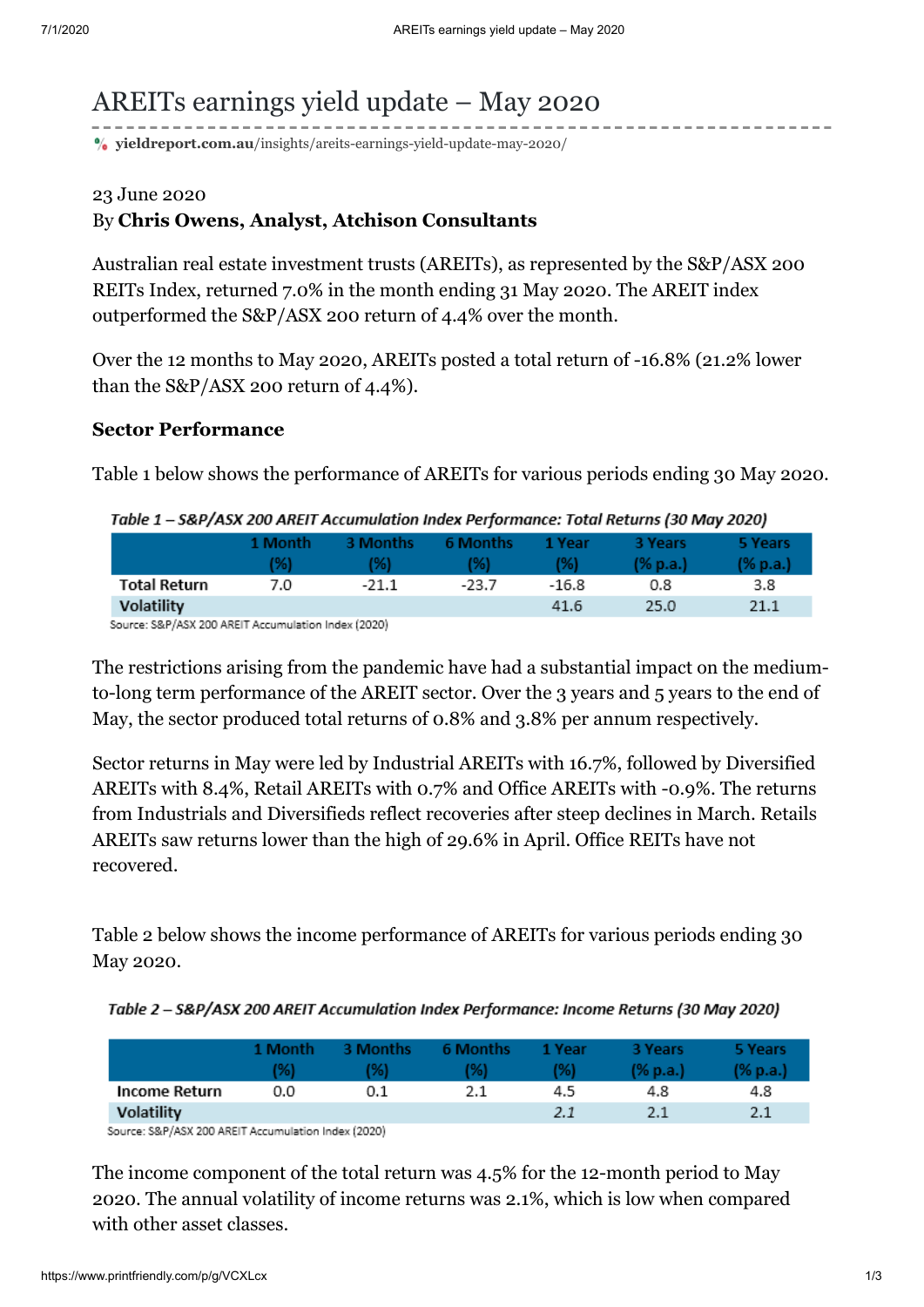# AREITs earnings yield update – May 2020

yieldreport.com.au/insights/areits-earnings-yield-update-may-2020/

23 June 2020

By **Chris Owens, Analyst, Atchison Consultants**

Australian real estate investment trusts (AREITs), as represented by the S&P/ASX 200 REITs Index, returned 7.0% in the month ending 31 May 2020. The AREIT index outperformed the S&P/ASX 200 return of 4.4% over the month.

Over the 12 months to May 2020, AREITs posted a total return of -16.8% (21.2% lower than the S&P/ASX 200 return of 4.4%).

### Sector Performance

Table 1 below shows the performance of AREITs for various periods ending 30 May 2020.

*Table 1 – S&P/ASX 200 AREIT Accumulation Index Performance: Total Returns (30 May 2020)*

| | 1 Month (%) | 3 Months (%) | 6 Months (%) | 1 Year (%) | 3 Years (% p.a.) | 5 Years (% p.a.) |
|---|---|---|---|---|---|---|
| Total Return | 7.0 | -21.1 | -23.7 | -16.8 | 0.8 | 3.8 |
| Volatility | | | | 41.6 | 25.0 | 21.1 |

Source: S&P/ASX 200 AREIT Accumulation Index (2020)

The restrictions arising from the pandemic have had a substantial impact on the medium-to-long term performance of the AREIT sector. Over the 3 years and 5 years to the end of May, the sector produced total returns of 0.8% and 3.8% per annum respectively.

Sector returns in May were led by Industrial AREITs with 16.7%, followed by Diversified AREITs with 8.4%, Retail AREITs with 0.7% and Office AREITs with -0.9%. The returns from Industrials and Diversifieds reflect recoveries after steep declines in March. Retails AREITs saw returns lower than the high of 29.6% in April. Office REITs have not recovered.

Table 2 below shows the income performance of AREITs for various periods ending 30 May 2020.

*Table 2 – S&P/ASX 200 AREIT Accumulation Index Performance: Income Returns (30 May 2020)*

| | 1 Month (%) | 3 Months (%) | 6 Months (%) | 1 Year (%) | 3 Years (% p.a.) | 5 Years (% p.a.) |
|---|---|---|---|---|---|---|
| Income Return | 0.0 | 0.1 | 2.1 | 4.5 | 4.8 | 4.8 |
| Volatility | | | | *2.1* | 2.1 | 2.1 |

Source: S&P/ASX 200 AREIT Accumulation Index (2020)

The income component of the total return was 4.5% for the 12-month period to May 2020. The annual volatility of income returns was 2.1%, which is low when compared with other asset classes.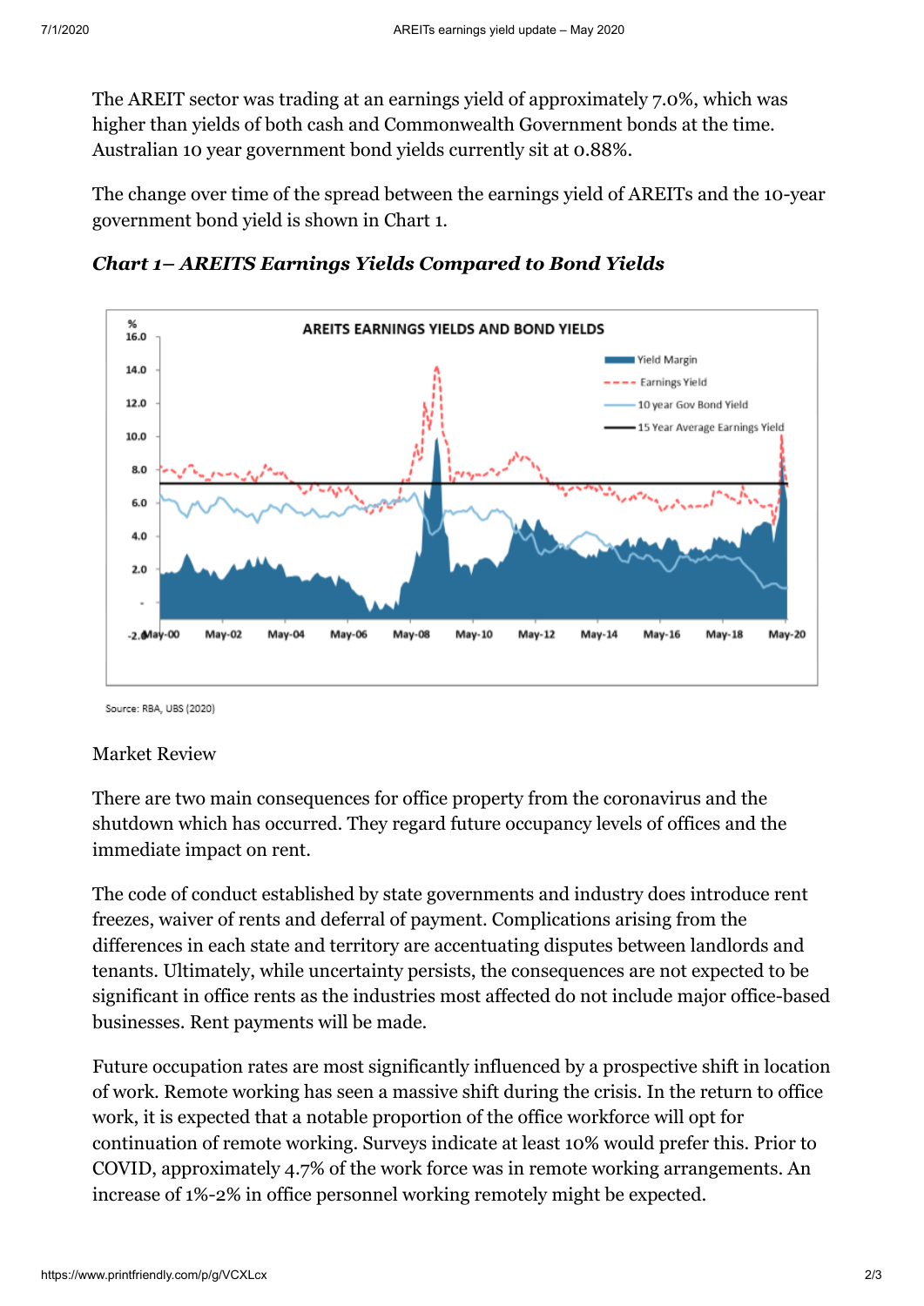The AREIT sector was trading at an earnings yield of approximately 7.0%, which was higher than yields of both cash and Commonwealth Government bonds at the time. Australian 10 year government bond yields currently sit at 0.88%.

The change over time of the spread between the earnings yield of AREITs and the 10-year government bond yield is shown in Chart 1.

***Chart 1– AREITS Earnings Yields Compared to Bond Yields***

AREITS EARNINGS YIELDS AND BOND YIELDS

%

16.0
14.0
12.0
10.0
8.0
6.0
4.0
2.0
-
-2.0

May-00 May-02 May-04 May-06 May-08 May-10 May-12 May-14 May-16 May-18 May-20

Yield Margin
Earnings Yield
10 year Gov Bond Yield
15 Year Average Earnings Yield

Source: RBA, UBS (2020)

Market Review

There are two main consequences for office property from the coronavirus and the shutdown which has occurred. They regard future occupancy levels of offices and the immediate impact on rent.

The code of conduct established by state governments and industry does introduce rent freezes, waiver of rents and deferral of payment. Complications arising from the differences in each state and territory are accentuating disputes between landlords and tenants. Ultimately, while uncertainty persists, the consequences are not expected to be significant in office rents as the industries most affected do not include major office-based businesses. Rent payments will be made.

Future occupation rates are most significantly influenced by a prospective shift in location of work. Remote working has seen a massive shift during the crisis. In the return to office work, it is expected that a notable proportion of the office workforce will opt for continuation of remote working. Surveys indicate at least 10% would prefer this. Prior to COVID, approximately 4.7% of the work force was in remote working arrangements. An increase of 1%-2% in office personnel working remotely might be expected.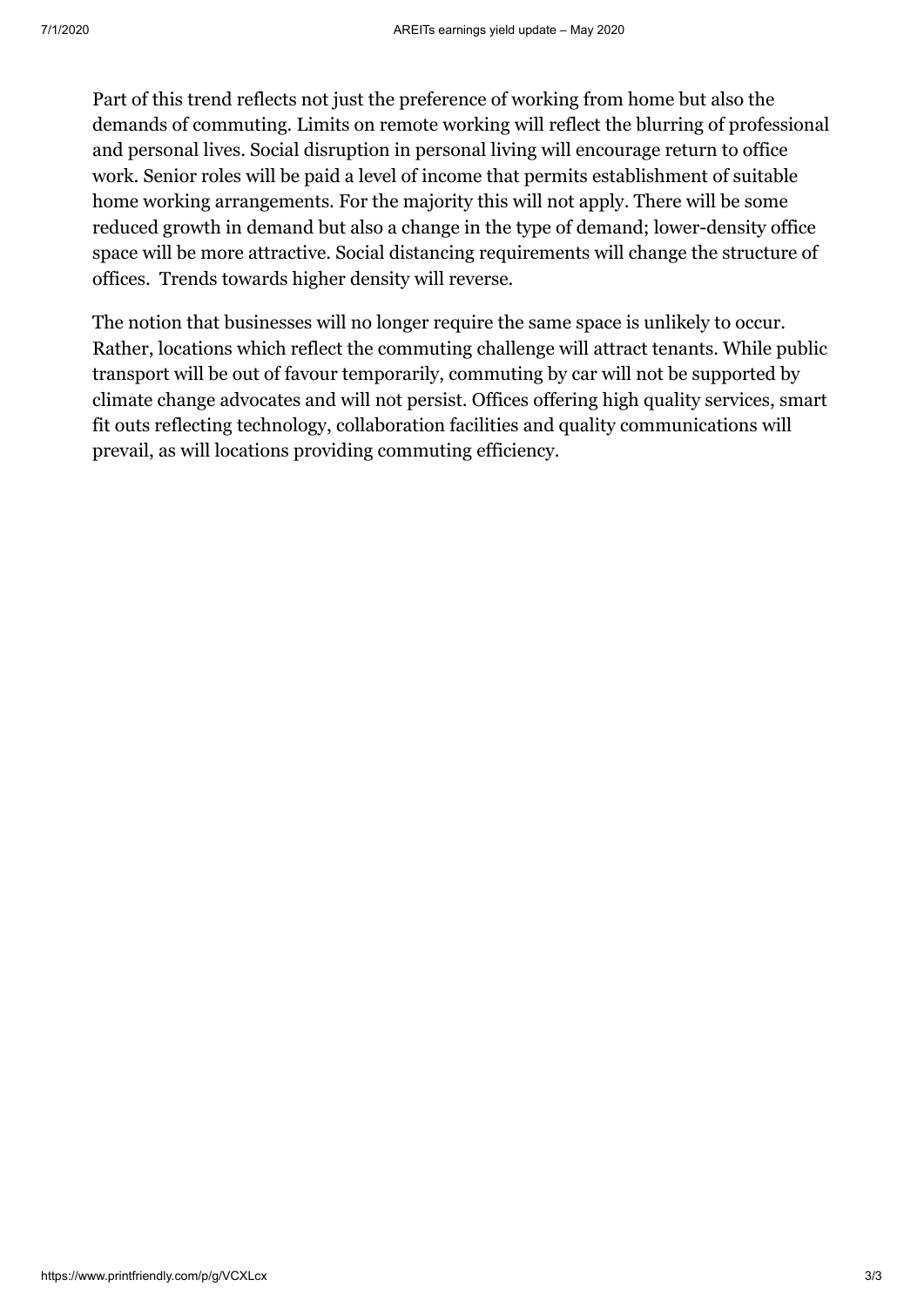Part of this trend reflects not just the preference of working from home but also the demands of commuting. Limits on remote working will reflect the blurring of professional and personal lives. Social disruption in personal living will encourage return to office work. Senior roles will be paid a level of income that permits establishment of suitable home working arrangements. For the majority this will not apply. There will be some reduced growth in demand but also a change in the type of demand; lower-density office space will be more attractive. Social distancing requirements will change the structure of offices. Trends towards higher density will reverse.

The notion that businesses will no longer require the same space is unlikely to occur. Rather, locations which reflect the commuting challenge will attract tenants. While public transport will be out of favour temporarily, commuting by car will not be supported by climate change advocates and will not persist. Offices offering high quality services, smart fit outs reflecting technology, collaboration facilities and quality communications will prevail, as will locations providing commuting efficiency.